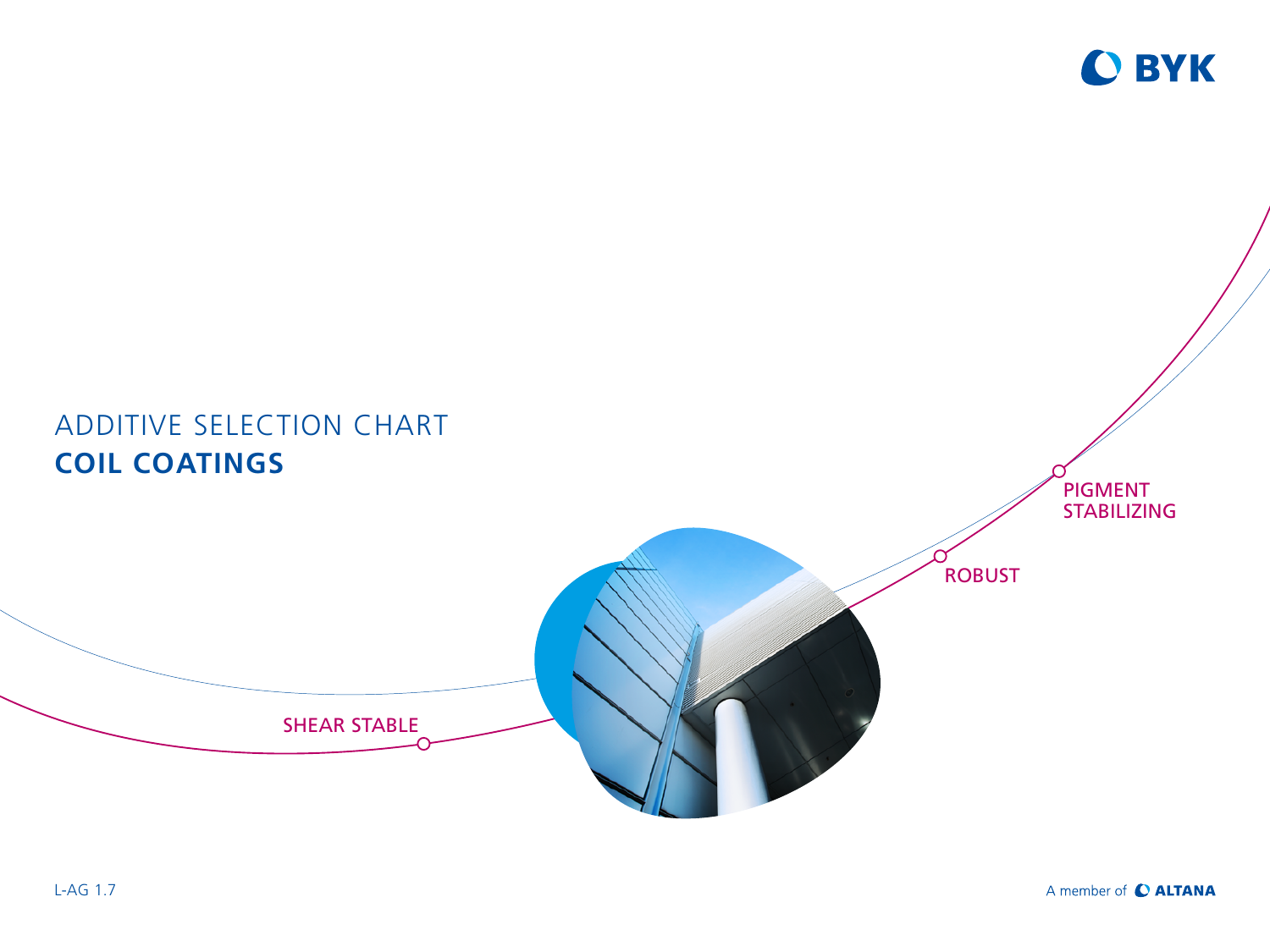BYK

# ADDITIVE SELECTION CHART
# **COIL COATINGS**

PIGMENT STABILIZING

ROBUST

SHEAR STABLE

L-AG 1.7

A member of ALTANA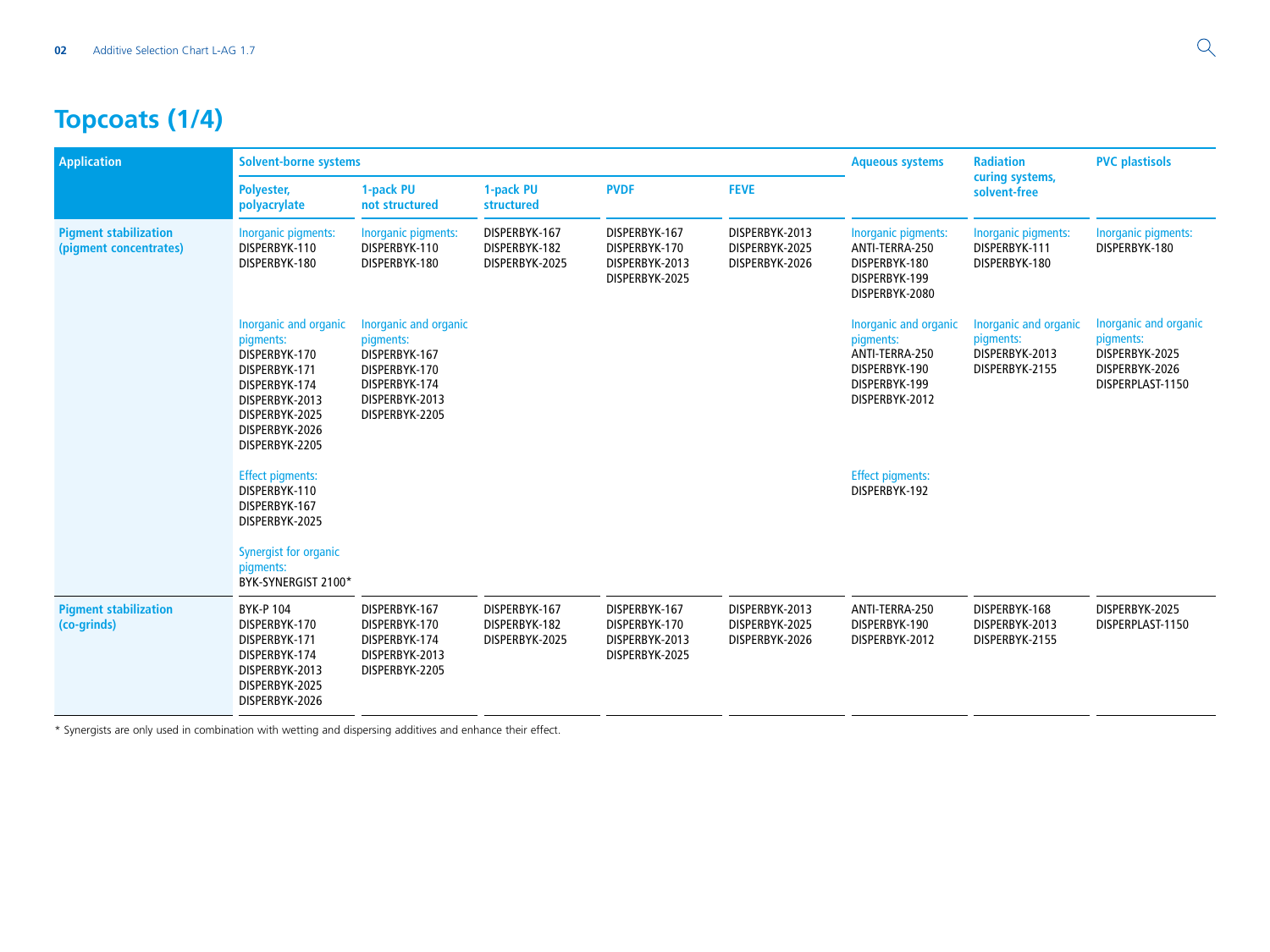# Topcoats (1/4)

| Application | Solvent-borne systems | | | | | Aqueous systems | Radiation curing systems, solvent-free | PVC plastisols |
|---|---|---|---|---|---|---|---|---|
| | Polyester, polyacrylate | 1-pack PU not structured | 1-pack PU structured | PVDF | FEVE | | | |
| Pigment stabilization (pigment concentrates) | Inorganic pigments: DISPERBYK-110 DISPERBYK-180 | Inorganic pigments: DISPERBYK-110 DISPERBYK-180 | DISPERBYK-167 DISPERBYK-182 DISPERBYK-2025 | DISPERBYK-167 DISPERBYK-170 DISPERBYK-2013 DISPERBYK-2025 | DISPERBYK-2013 DISPERBYK-2025 DISPERBYK-2026 | Inorganic pigments: ANTI-TERRA-250 DISPERBYK-180 DISPERBYK-199 DISPERBYK-2080 | Inorganic pigments: DISPERBYK-111 DISPERBYK-180 | Inorganic pigments: DISPERBYK-180 |
| | Inorganic and organic pigments: DISPERBYK-170 DISPERBYK-171 DISPERBYK-174 DISPERBYK-2013 DISPERBYK-2025 DISPERBYK-2026 DISPERBYK-2205 | Inorganic and organic pigments: DISPERBYK-167 DISPERBYK-170 DISPERBYK-174 DISPERBYK-2013 DISPERBYK-2205 | | | | Inorganic and organic pigments: ANTI-TERRA-250 DISPERBYK-190 DISPERBYK-199 DISPERBYK-2012 | Inorganic and organic pigments: DISPERBYK-2013 DISPERBYK-2155 | Inorganic and organic pigments: DISPERBYK-2025 DISPERBYK-2026 DISPERPLAST-1150 |
| | Effect pigments: DISPERBYK-110 DISPERBYK-167 DISPERBYK-2025 | | | | | Effect pigments: DISPERBYK-192 | | |
| | Synergist for organic pigments: BYK-SYNERGIST 2100* | | | | | | | |
| Pigment stabilization (co-grinds) | BYK-P 104 DISPERBYK-170 DISPERBYK-171 DISPERBYK-174 DISPERBYK-2013 DISPERBYK-2025 DISPERBYK-2026 | DISPERBYK-167 DISPERBYK-170 DISPERBYK-174 DISPERBYK-2013 DISPERBYK-2205 | DISPERBYK-167 DISPERBYK-182 DISPERBYK-2025 | DISPERBYK-167 DISPERBYK-170 DISPERBYK-2013 DISPERBYK-2025 | DISPERBYK-2013 DISPERBYK-2025 DISPERBYK-2026 | ANTI-TERRA-250 DISPERBYK-190 DISPERBYK-2012 | DISPERBYK-168 DISPERBYK-2013 DISPERBYK-2155 | DISPERBYK-2025 DISPERPLAST-1150 |

* Synergists are only used in combination with wetting and dispersing additives and enhance their effect.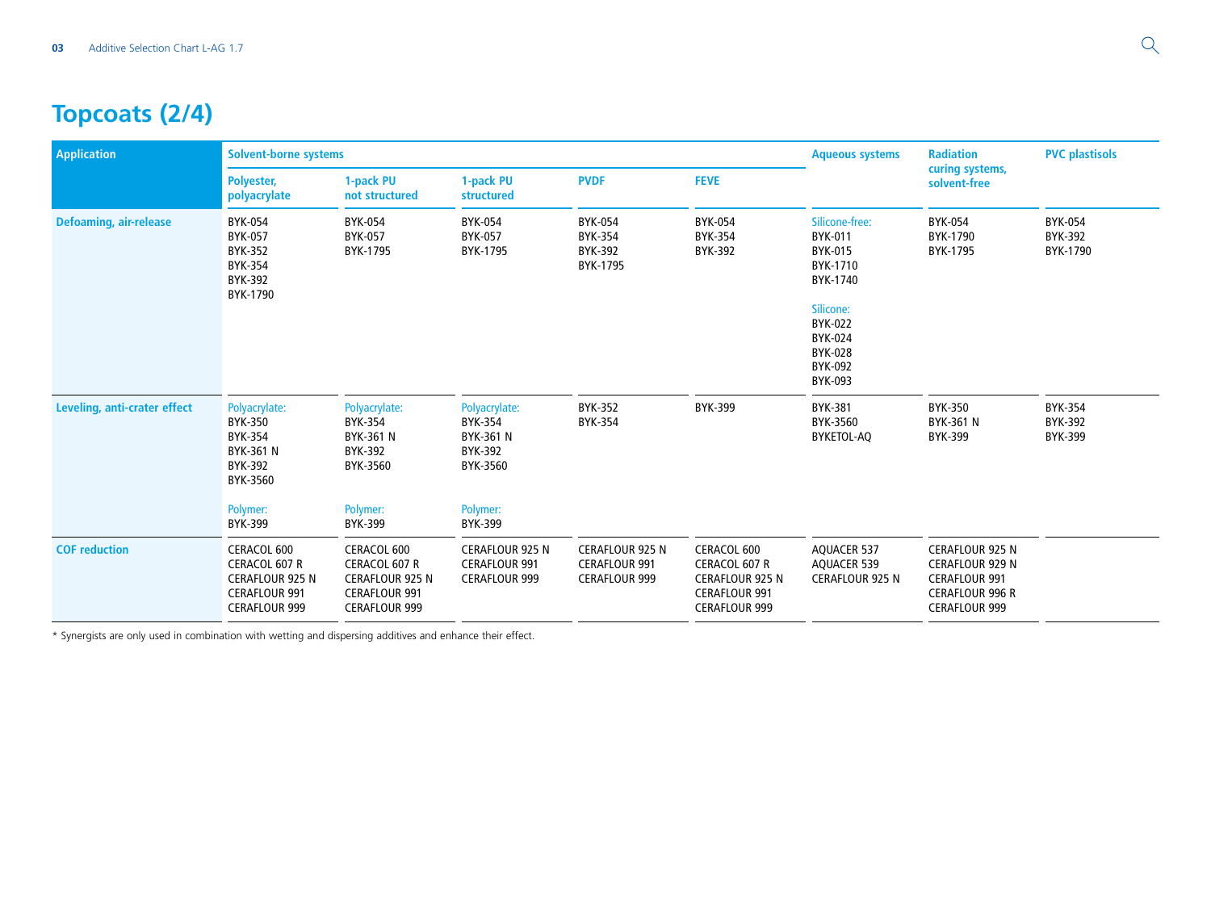# Topcoats (2/4)

| Application | Solvent-borne systems | | | | | Aqueous systems | Radiation curing systems, solvent-free | PVC plastisols |
|---|---|---|---|---|---|---|---|---|
| | Polyester, polyacrylate | 1-pack PU not structured | 1-pack PU structured | PVDF | FEVE | | | |
| Defoaming, air-release | BYK-054<br>BYK-057<br>BYK-352<br>BYK-354<br>BYK-392<br>BYK-1790 | BYK-054<br>BYK-057<br>BYK-1795 | BYK-054<br>BYK-057<br>BYK-1795 | BYK-054<br>BYK-354<br>BYK-392<br>BYK-1795 | BYK-054<br>BYK-354<br>BYK-392 | Silicone-free:<br>BYK-011<br>BYK-015<br>BYK-1710<br>BYK-1740<br><br>Silicone:<br>BYK-022<br>BYK-024<br>BYK-028<br>BYK-092<br>BYK-093 | BYK-054<br>BYK-1790<br>BYK-1795 | BYK-054<br>BYK-392<br>BYK-1790 |
| Leveling, anti-crater effect | Polyacrylate:<br>BYK-350<br>BYK-354<br>BYK-361 N<br>BYK-392<br>BYK-3560<br><br>Polymer:<br>BYK-399 | Polyacrylate:<br>BYK-354<br>BYK-361 N<br>BYK-392<br>BYK-3560<br><br>Polymer:<br>BYK-399 | Polyacrylate:<br>BYK-354<br>BYK-361 N<br>BYK-392<br>BYK-3560<br><br>Polymer:<br>BYK-399 | BYK-352<br>BYK-354 | BYK-399 | BYK-381<br>BYK-3560<br>BYKETOL-AQ | BYK-350<br>BYK-361 N<br>BYK-399 | BYK-354<br>BYK-392<br>BYK-399 |
| COF reduction | CERACOL 600<br>CERACOL 607 R<br>CERAFLOUR 925 N<br>CERAFLOUR 991<br>CERAFLOUR 999 | CERACOL 600<br>CERACOL 607 R<br>CERAFLOUR 925 N<br>CERAFLOUR 991<br>CERAFLOUR 999 | CERAFLOUR 925 N<br>CERAFLOUR 991<br>CERAFLOUR 999 | CERAFLOUR 925 N<br>CERAFLOUR 991<br>CERAFLOUR 999 | CERACOL 600<br>CERACOL 607 R<br>CERAFLOUR 925 N<br>CERAFLOUR 991<br>CERAFLOUR 999 | AQUACER 537<br>AQUACER 539<br>CERAFLOUR 925 N | CERAFLOUR 925 N<br>CERAFLOUR 929 N<br>CERAFLOUR 991<br>CERAFLOUR 996 R<br>CERAFLOUR 999 | |

* Synergists are only used in combination with wetting and dispersing additives and enhance their effect.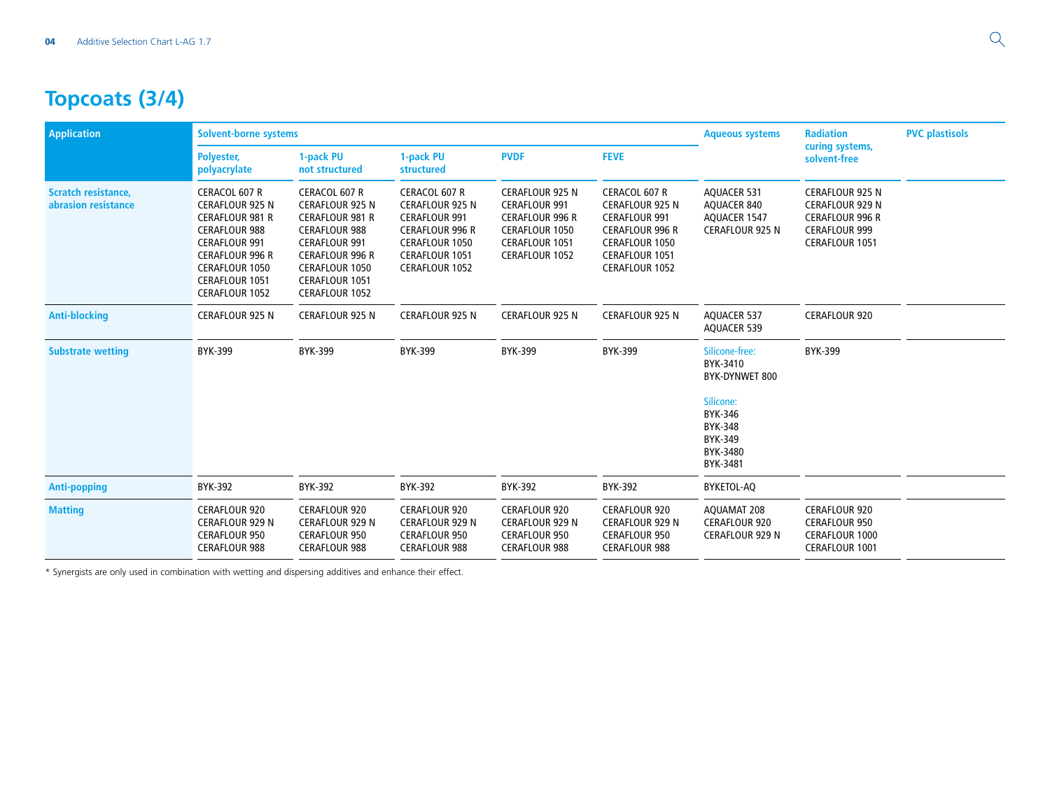# Topcoats (3/4)

| Application | Solvent-borne systems | | | | | Aqueous systems | Radiation curing systems, solvent-free | PVC plastisols |
|---|---|---|---|---|---|---|---|---|
| | Polyester, polyacrylate | 1-pack PU not structured | 1-pack PU structured | PVDF | FEVE | | | |
| Scratch resistance, abrasion resistance | CERACOL 607 R<br>CERAFLOUR 925 N<br>CERAFLOUR 981 R<br>CERAFLOUR 988<br>CERAFLOUR 991<br>CERAFLOUR 996 R<br>CERAFLOUR 1050<br>CERAFLOUR 1051<br>CERAFLOUR 1052 | CERACOL 607 R<br>CERAFLOUR 925 N<br>CERAFLOUR 981 R<br>CERAFLOUR 988<br>CERAFLOUR 991<br>CERAFLOUR 996 R<br>CERAFLOUR 1050<br>CERAFLOUR 1051<br>CERAFLOUR 1052 | CERACOL 607 R<br>CERAFLOUR 925 N<br>CERAFLOUR 991<br>CERAFLOUR 996 R<br>CERAFLOUR 1050<br>CERAFLOUR 1051<br>CERAFLOUR 1052 | CERAFLOUR 925 N<br>CERAFLOUR 991<br>CERAFLOUR 996 R<br>CERAFLOUR 1050<br>CERAFLOUR 1051<br>CERAFLOUR 1052 | CERACOL 607 R<br>CERAFLOUR 925 N<br>CERAFLOUR 991<br>CERAFLOUR 996 R<br>CERAFLOUR 1050<br>CERAFLOUR 1051<br>CERAFLOUR 1052 | AQUACER 531<br>AQUACER 840<br>AQUACER 1547<br>CERAFLOUR 925 N | CERAFLOUR 925 N<br>CERAFLOUR 929 N<br>CERAFLOUR 996 R<br>CERAFLOUR 999<br>CERAFLOUR 1051 | |
| Anti-blocking | CERAFLOUR 925 N | CERAFLOUR 925 N | CERAFLOUR 925 N | CERAFLOUR 925 N | CERAFLOUR 925 N | AQUACER 537<br>AQUACER 539 | CERAFLOUR 920 | |
| Substrate wetting | BYK-399 | BYK-399 | BYK-399 | BYK-399 | BYK-399 | Silicone-free:<br>BYK-3410<br>BYK-DYNWET 800<br><br>Silicone:<br>BYK-346<br>BYK-348<br>BYK-349<br>BYK-3480<br>BYK-3481 | BYK-399 | |
| Anti-popping | BYK-392 | BYK-392 | BYK-392 | BYK-392 | BYK-392 | BYKETOL-AQ | | |
| Matting | CERAFLOUR 920<br>CERAFLOUR 929 N<br>CERAFLOUR 950<br>CERAFLOUR 988 | CERAFLOUR 920<br>CERAFLOUR 929 N<br>CERAFLOUR 950<br>CERAFLOUR 988 | CERAFLOUR 920<br>CERAFLOUR 929 N<br>CERAFLOUR 950<br>CERAFLOUR 988 | CERAFLOUR 920<br>CERAFLOUR 929 N<br>CERAFLOUR 950<br>CERAFLOUR 988 | CERAFLOUR 920<br>CERAFLOUR 929 N<br>CERAFLOUR 950<br>CERAFLOUR 988 | AQUAMAT 208<br>CERAFLOUR 920<br>CERAFLOUR 929 N | CERAFLOUR 920<br>CERAFLOUR 950<br>CERAFLOUR 1000<br>CERAFLOUR 1001 | |

* Synergists are only used in combination with wetting and dispersing additives and enhance their effect.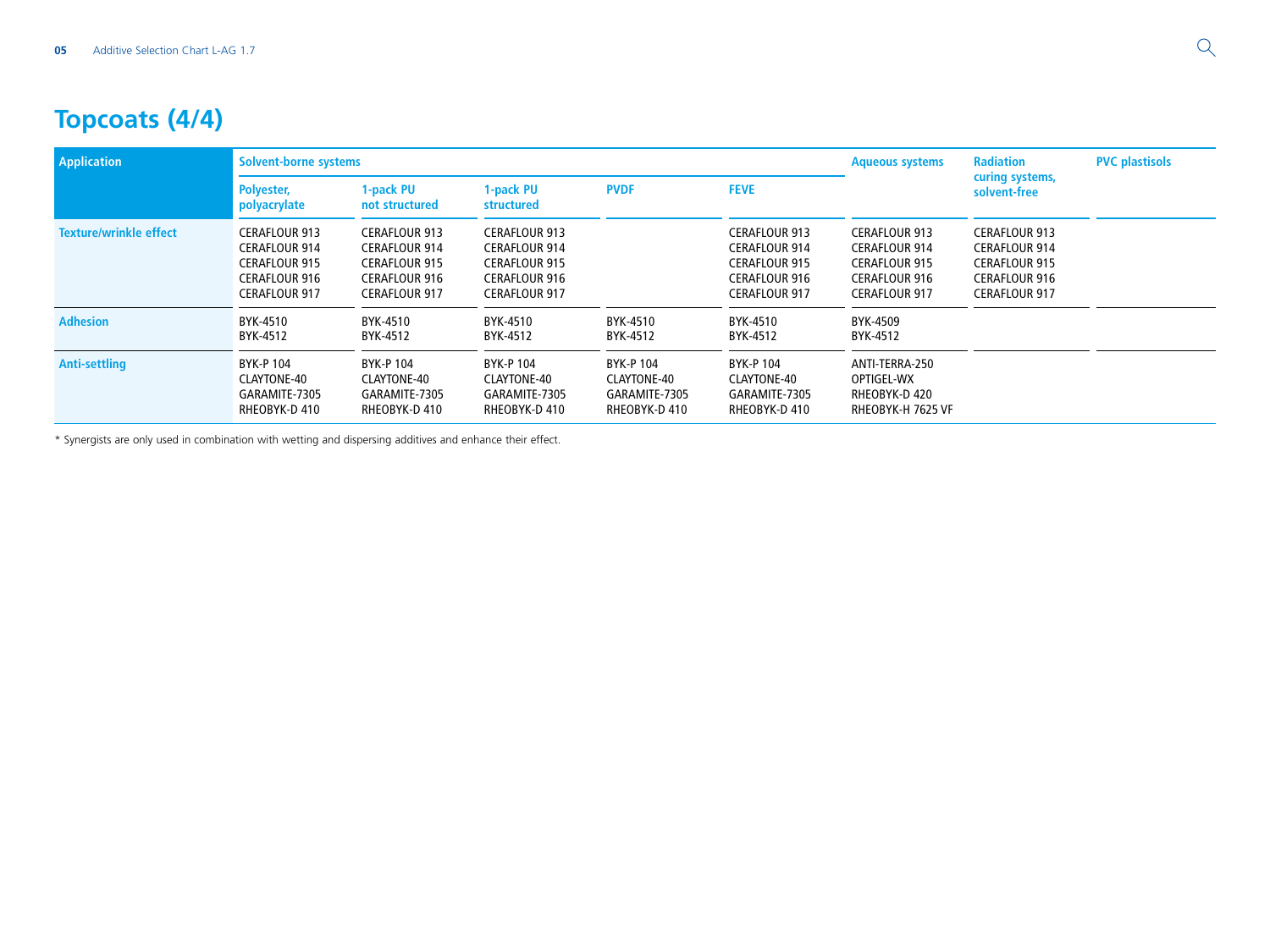# Topcoats (4/4)

| Application | Solvent-borne systems | | | | | Aqueous systems | Radiation curing systems, solvent-free | PVC plastisols |
|---|---|---|---|---|---|---|---|---|
| | Polyester, polyacrylate | 1-pack PU not structured | 1-pack PU structured | PVDF | FEVE | | | |
| Texture/wrinkle effect | CERAFLOUR 913<br>CERAFLOUR 914<br>CERAFLOUR 915<br>CERAFLOUR 916<br>CERAFLOUR 917 | CERAFLOUR 913<br>CERAFLOUR 914<br>CERAFLOUR 915<br>CERAFLOUR 916<br>CERAFLOUR 917 | CERAFLOUR 913<br>CERAFLOUR 914<br>CERAFLOUR 915<br>CERAFLOUR 916<br>CERAFLOUR 917 | | CERAFLOUR 913<br>CERAFLOUR 914<br>CERAFLOUR 915<br>CERAFLOUR 916<br>CERAFLOUR 917 | CERAFLOUR 913<br>CERAFLOUR 914<br>CERAFLOUR 915<br>CERAFLOUR 916<br>CERAFLOUR 917 | CERAFLOUR 913<br>CERAFLOUR 914<br>CERAFLOUR 915<br>CERAFLOUR 916<br>CERAFLOUR 917 | |
| Adhesion | BYK-4510<br>BYK-4512 | BYK-4510<br>BYK-4512 | BYK-4510<br>BYK-4512 | BYK-4510<br>BYK-4512 | BYK-4510<br>BYK-4512 | BYK-4509<br>BYK-4512 | | |
| Anti-settling | BYK-P 104<br>CLAYTONE-40<br>GARAMITE-7305<br>RHEOBYK-D 410 | BYK-P 104<br>CLAYTONE-40<br>GARAMITE-7305<br>RHEOBYK-D 410 | BYK-P 104<br>CLAYTONE-40<br>GARAMITE-7305<br>RHEOBYK-D 410 | BYK-P 104<br>CLAYTONE-40<br>GARAMITE-7305<br>RHEOBYK-D 410 | BYK-P 104<br>CLAYTONE-40<br>GARAMITE-7305<br>RHEOBYK-D 410 | ANTI-TERRA-250<br>OPTIGEL-WX<br>RHEOBYK-D 420<br>RHEOBYK-H 7625 VF | | |

* Synergists are only used in combination with wetting and dispersing additives and enhance their effect.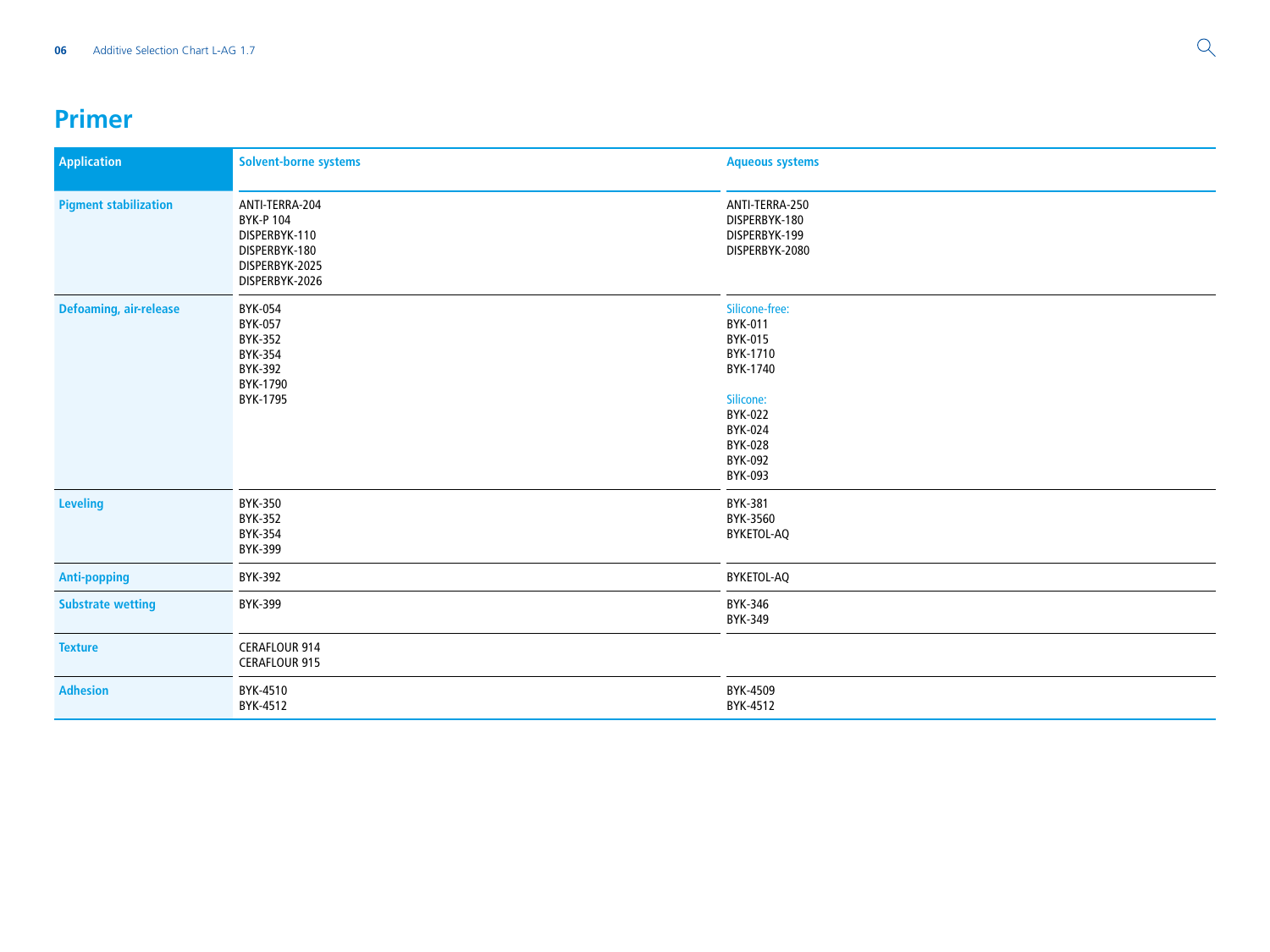# Primer

| Application | Solvent-borne systems | Aqueous systems |
|---|---|---|
| Pigment stabilization | ANTI-TERRA-204<br>BYK-P 104<br>DISPERBYK-110<br>DISPERBYK-180<br>DISPERBYK-2025<br>DISPERBYK-2026 | ANTI-TERRA-250<br>DISPERBYK-180<br>DISPERBYK-199<br>DISPERBYK-2080 |
| Defoaming, air-release | BYK-054<br>BYK-057<br>BYK-352<br>BYK-354<br>BYK-392<br>BYK-1790<br>BYK-1795 | Silicone-free:<br>BYK-011<br>BYK-015<br>BYK-1710<br>BYK-1740<br><br>Silicone:<br>BYK-022<br>BYK-024<br>BYK-028<br>BYK-092<br>BYK-093 |
| Leveling | BYK-350<br>BYK-352<br>BYK-354<br>BYK-399 | BYK-381<br>BYK-3560<br>BYKETOL-AQ |
| Anti-popping | BYK-392 | BYKETOL-AQ |
| Substrate wetting | BYK-399 | BYK-346<br>BYK-349 |
| Texture | CERAFLOUR 914<br>CERAFLOUR 915 | |
| Adhesion | BYK-4510<br>BYK-4512 | BYK-4509<br>BYK-4512 |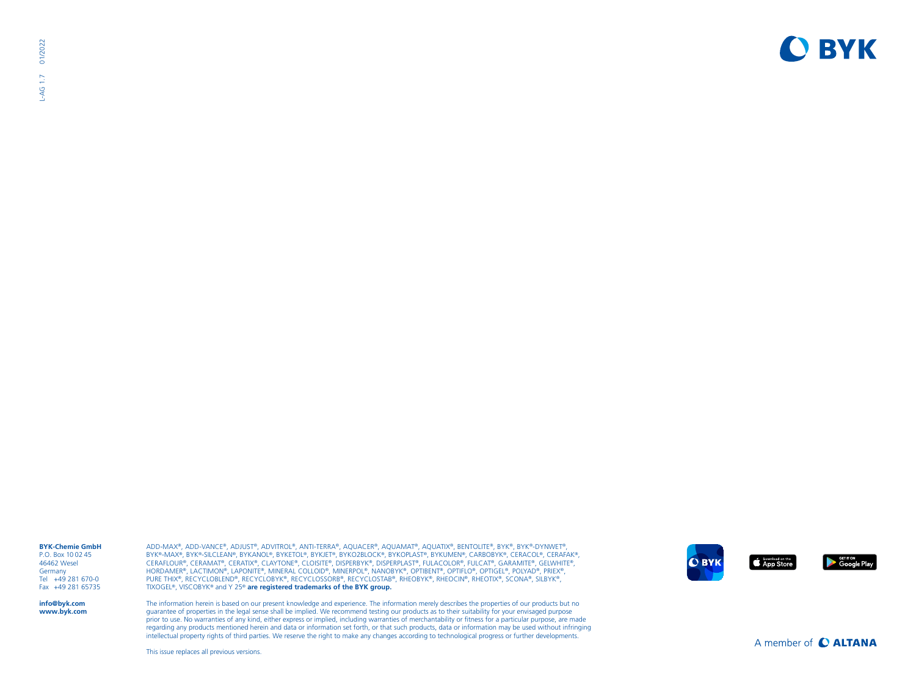L-AG 1.7 01/2022

**BYK-Chemie GmbH**
P.O. Box 10 02 45
46462 Wesel
Germany
Tel +49 281 670-0
Fax +49 281 65735

**info@byk.com**
**www.byk.com**

ADD-MAX®, ADD-VANCE®, ADJUST®, ADVITROL®, ANTI-TERRA®, AQUACER®, AQUAMAT®, AQUATIX®, BENTOLITE®, BYK®, BYK®-DYNWET®, BYK®-MAX®, BYK®-SILCLEAN®, BYKANOL®, BYKETOL®, BYKJET®, BYKO2BLOCK®, BYKOPLAST®, BYKUMEN®, CARBOBYK®, CERACOL®, CERAFAK®, CERAFLOUR®, CERAMAT®, CERATIX®, CLAYTONE®, CLOISITE®, DISPERBYK®, DISPERPLAST®, FULACOLOR®, FULCAT®, GARAMITE®, GELWHITE®, HORDAMER®, LACTIMON®, LAPONITE®, MINERAL COLLOID®, MINERPOL®, NANOBYK®, OPTIBENT®, OPTIFLO®, OPTIGEL®, POLYAD®, PRIEX®, PURE THIX®, RECYCLOBLEND®, RECYCLOBYK®, RECYCLOSSORB®, RECYCLOSTAB®, RHEOBYK®, RHEOCIN®, RHEOTIX®, SCONA®, SILBYK®, TIXOGEL®, VISCOBYK® and Y 25® **are registered trademarks of the BYK group.**

The information herein is based on our present knowledge and experience. The information merely describes the properties of our products but no guarantee of properties in the legal sense shall be implied. We recommend testing our products as to their suitability for your envisaged purpose prior to use. No warranties of any kind, either express or implied, including warranties of merchantability or fitness for a particular purpose, are made regarding any products mentioned herein and data or information set forth, or that such products, data or information may be used without infringing intellectual property rights of third parties. We reserve the right to make any changes according to technological progress or further developments.

This issue replaces all previous versions.

A member of ALTANA